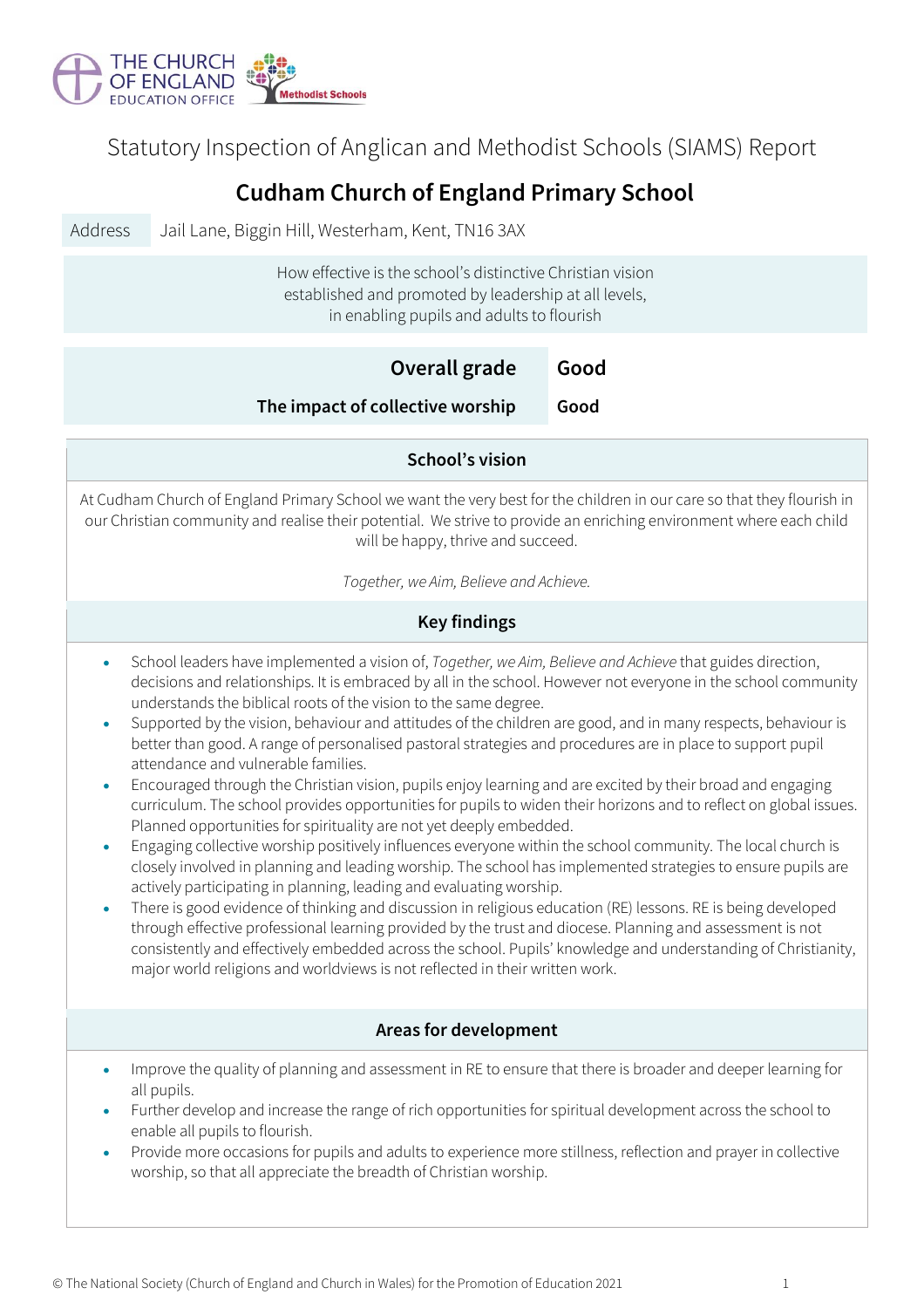THE CHURCH OF ENGLAND EDUCATION OFFICE

Methodist Schools

# Statutory Inspection of Anglican and Methodist Schools (SIAMS) Report

## Cudham Church of England Primary School

| Address | Jail Lane, Biggin Hill, Westerham, Kent, TN16 3AX |
|---|---|

How effective is the school's distinctive Christian vision established and promoted by leadership at all levels, in enabling pupils and adults to flourish

| | |
|---|---|
| **Overall grade** | **Good** |
| **The impact of collective worship** | **Good** |

### School's vision

At Cudham Church of England Primary School we want the very best for the children in our care so that they flourish in our Christian community and realise their potential. We strive to provide an enriching environment where each child will be happy, thrive and succeed.

*Together, we Aim, Believe and Achieve.*

### Key findings

- School leaders have implemented a vision of, *Together, we Aim, Believe and Achieve* that guides direction, decisions and relationships. It is embraced by all in the school. However not everyone in the school community understands the biblical roots of the vision to the same degree.
- Supported by the vision, behaviour and attitudes of the children are good, and in many respects, behaviour is better than good. A range of personalised pastoral strategies and procedures are in place to support pupil attendance and vulnerable families.
- Encouraged through the Christian vision, pupils enjoy learning and are excited by their broad and engaging curriculum. The school provides opportunities for pupils to widen their horizons and to reflect on global issues. Planned opportunities for spirituality are not yet deeply embedded.
- Engaging collective worship positively influences everyone within the school community. The local church is closely involved in planning and leading worship. The school has implemented strategies to ensure pupils are actively participating in planning, leading and evaluating worship.
- There is good evidence of thinking and discussion in religious education (RE) lessons. RE is being developed through effective professional learning provided by the trust and diocese. Planning and assessment is not consistently and effectively embedded across the school. Pupils' knowledge and understanding of Christianity, major world religions and worldviews is not reflected in their written work.

### Areas for development

- Improve the quality of planning and assessment in RE to ensure that there is broader and deeper learning for all pupils.
- Further develop and increase the range of rich opportunities for spiritual development across the school to enable all pupils to flourish.
- Provide more occasions for pupils and adults to experience more stillness, reflection and prayer in collective worship, so that all appreciate the breadth of Christian worship.

© The National Society (Church of England and Church in Wales) for the Promotion of Education 2021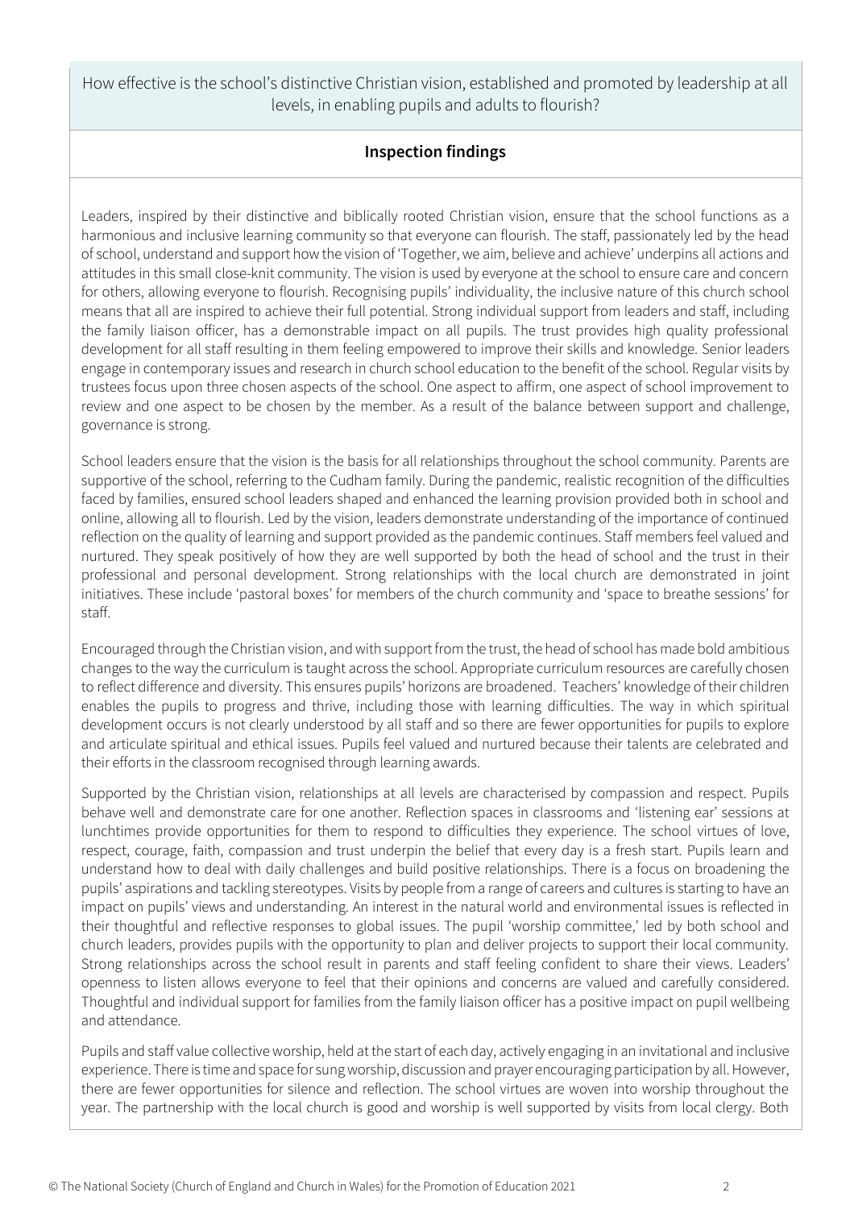How effective is the school's distinctive Christian vision, established and promoted by leadership at all levels, in enabling pupils and adults to flourish?

## Inspection findings

Leaders, inspired by their distinctive and biblically rooted Christian vision, ensure that the school functions as a harmonious and inclusive learning community so that everyone can flourish. The staff, passionately led by the head of school, understand and support how the vision of 'Together, we aim, believe and achieve' underpins all actions and attitudes in this small close-knit community. The vision is used by everyone at the school to ensure care and concern for others, allowing everyone to flourish. Recognising pupils' individuality, the inclusive nature of this church school means that all are inspired to achieve their full potential. Strong individual support from leaders and staff, including the family liaison officer, has a demonstrable impact on all pupils. The trust provides high quality professional development for all staff resulting in them feeling empowered to improve their skills and knowledge. Senior leaders engage in contemporary issues and research in church school education to the benefit of the school. Regular visits by trustees focus upon three chosen aspects of the school. One aspect to affirm, one aspect of school improvement to review and one aspect to be chosen by the member. As a result of the balance between support and challenge, governance is strong.

School leaders ensure that the vision is the basis for all relationships throughout the school community. Parents are supportive of the school, referring to the Cudham family. During the pandemic, realistic recognition of the difficulties faced by families, ensured school leaders shaped and enhanced the learning provision provided both in school and online, allowing all to flourish. Led by the vision, leaders demonstrate understanding of the importance of continued reflection on the quality of learning and support provided as the pandemic continues. Staff members feel valued and nurtured. They speak positively of how they are well supported by both the head of school and the trust in their professional and personal development. Strong relationships with the local church are demonstrated in joint initiatives. These include 'pastoral boxes' for members of the church community and 'space to breathe sessions' for staff.

Encouraged through the Christian vision, and with support from the trust, the head of school has made bold ambitious changes to the way the curriculum is taught across the school. Appropriate curriculum resources are carefully chosen to reflect difference and diversity. This ensures pupils' horizons are broadened. Teachers' knowledge of their children enables the pupils to progress and thrive, including those with learning difficulties. The way in which spiritual development occurs is not clearly understood by all staff and so there are fewer opportunities for pupils to explore and articulate spiritual and ethical issues. Pupils feel valued and nurtured because their talents are celebrated and their efforts in the classroom recognised through learning awards.

Supported by the Christian vision, relationships at all levels are characterised by compassion and respect. Pupils behave well and demonstrate care for one another. Reflection spaces in classrooms and 'listening ear' sessions at lunchtimes provide opportunities for them to respond to difficulties they experience. The school virtues of love, respect, courage, faith, compassion and trust underpin the belief that every day is a fresh start. Pupils learn and understand how to deal with daily challenges and build positive relationships. There is a focus on broadening the pupils' aspirations and tackling stereotypes. Visits by people from a range of careers and cultures is starting to have an impact on pupils' views and understanding. An interest in the natural world and environmental issues is reflected in their thoughtful and reflective responses to global issues. The pupil 'worship committee,' led by both school and church leaders, provides pupils with the opportunity to plan and deliver projects to support their local community. Strong relationships across the school result in parents and staff feeling confident to share their views. Leaders' openness to listen allows everyone to feel that their opinions and concerns are valued and carefully considered. Thoughtful and individual support for families from the family liaison officer has a positive impact on pupil wellbeing and attendance.

Pupils and staff value collective worship, held at the start of each day, actively engaging in an invitational and inclusive experience. There is time and space for sung worship, discussion and prayer encouraging participation by all. However, there are fewer opportunities for silence and reflection. The school virtues are woven into worship throughout the year. The partnership with the local church is good and worship is well supported by visits from local clergy. Both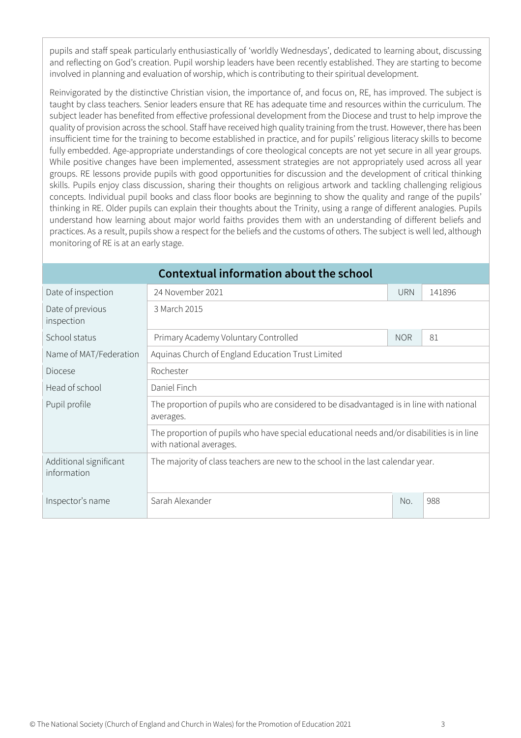pupils and staff speak particularly enthusiastically of 'worldly Wednesdays', dedicated to learning about, discussing and reflecting on God's creation. Pupil worship leaders have been recently established. They are starting to become involved in planning and evaluation of worship, which is contributing to their spiritual development.

Reinvigorated by the distinctive Christian vision, the importance of, and focus on, RE, has improved. The subject is taught by class teachers. Senior leaders ensure that RE has adequate time and resources within the curriculum. The subject leader has benefited from effective professional development from the Diocese and trust to help improve the quality of provision across the school. Staff have received high quality training from the trust. However, there has been insufficient time for the training to become established in practice, and for pupils' religious literacy skills to become fully embedded. Age-appropriate understandings of core theological concepts are not yet secure in all year groups. While positive changes have been implemented, assessment strategies are not appropriately used across all year groups. RE lessons provide pupils with good opportunities for discussion and the development of critical thinking skills. Pupils enjoy class discussion, sharing their thoughts on religious artwork and tackling challenging religious concepts. Individual pupil books and class floor books are beginning to show the quality and range of the pupils' thinking in RE. Older pupils can explain their thoughts about the Trinity, using a range of different analogies. Pupils understand how learning about major world faiths provides them with an understanding of different beliefs and practices. As a result, pupils show a respect for the beliefs and the customs of others. The subject is well led, although monitoring of RE is at an early stage.

## Contextual information about the school

| | | | |
|---|---|---|---|
| Date of inspection | 24 November 2021 | URN | 141896 |
| Date of previous inspection | 3 March 2015 | | |
| School status | Primary Academy Voluntary Controlled | NOR | 81 |
| Name of MAT/Federation | Aquinas Church of England Education Trust Limited | | |
| Diocese | Rochester | | |
| Head of school | Daniel Finch | | |
| Pupil profile | The proportion of pupils who are considered to be disadvantaged is in line with national averages. | | |
| | The proportion of pupils who have special educational needs and/or disabilities is in line with national averages. | | |
| Additional significant information | The majority of class teachers are new to the school in the last calendar year. | | |
| Inspector's name | Sarah Alexander | No. | 988 |

© The National Society (Church of England and Church in Wales) for the Promotion of Education 2021